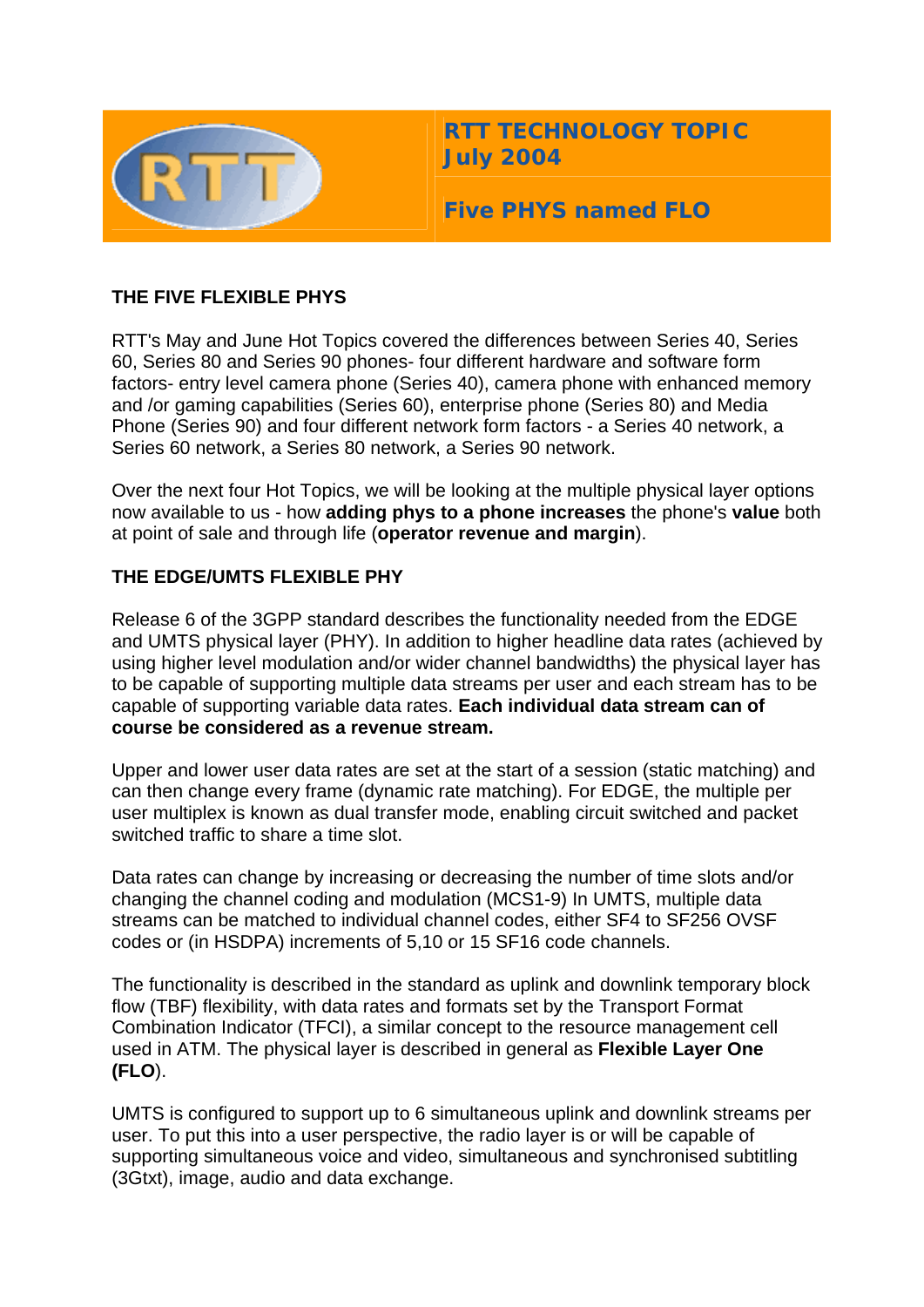# RTT TECHNOLOGY TOPIC
# July 2004

## Five PHYS named FLO

### THE FIVE FLEXIBLE PHYS

RTT's May and June Hot Topics covered the differences between Series 40, Series 60, Series 80 and Series 90 phones- four different hardware and software form factors- entry level camera phone (Series 40), camera phone with enhanced memory and /or gaming capabilities (Series 60), enterprise phone (Series 80) and Media Phone (Series 90) and four different network form factors - a Series 40 network, a Series 60 network, a Series 80 network, a Series 90 network.

Over the next four Hot Topics, we will be looking at the multiple physical layer options now available to us - how **adding phys to a phone increases** the phone's **value** both at point of sale and through life (**operator revenue and margin**).

### THE EDGE/UMTS FLEXIBLE PHY

Release 6 of the 3GPP standard describes the functionality needed from the EDGE and UMTS physical layer (PHY). In addition to higher headline data rates (achieved by using higher level modulation and/or wider channel bandwidths) the physical layer has to be capable of supporting multiple data streams per user and each stream has to be capable of supporting variable data rates. **Each individual data stream can of course be considered as a revenue stream.**

Upper and lower user data rates are set at the start of a session (static matching) and can then change every frame (dynamic rate matching). For EDGE, the multiple per user multiplex is known as dual transfer mode, enabling circuit switched and packet switched traffic to share a time slot.

Data rates can change by increasing or decreasing the number of time slots and/or changing the channel coding and modulation (MCS1-9) In UMTS, multiple data streams can be matched to individual channel codes, either SF4 to SF256 OVSF codes or (in HSDPA) increments of 5,10 or 15 SF16 code channels.

The functionality is described in the standard as uplink and downlink temporary block flow (TBF) flexibility, with data rates and formats set by the Transport Format Combination Indicator (TFCI), a similar concept to the resource management cell used in ATM. The physical layer is described in general as **Flexible Layer One (FLO)**.

UMTS is configured to support up to 6 simultaneous uplink and downlink streams per user. To put this into a user perspective, the radio layer is or will be capable of supporting simultaneous voice and video, simultaneous and synchronised subtitling (3Gtxt), image, audio and data exchange.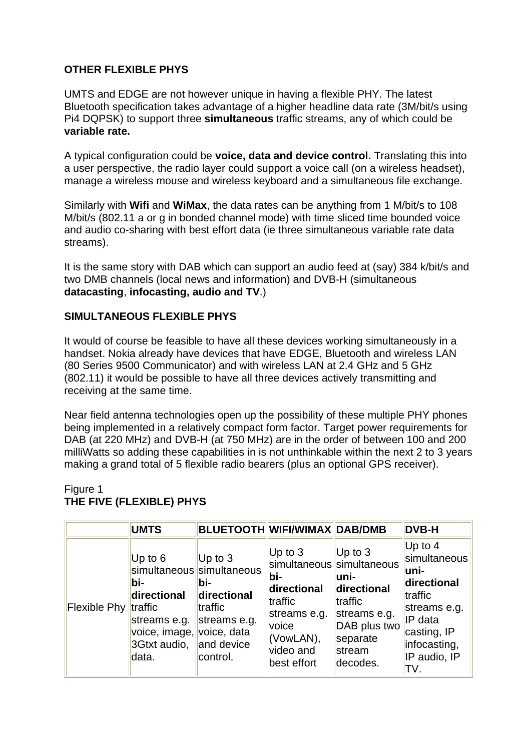**OTHER FLEXIBLE PHYS**

UMTS and EDGE are not however unique in having a flexible PHY. The latest Bluetooth specification takes advantage of a higher headline data rate (3M/bit/s using Pi4 DQPSK) to support three **simultaneous** traffic streams, any of which could be **variable rate.**

A typical configuration could be **voice, data and device control.** Translating this into a user perspective, the radio layer could support a voice call (on a wireless headset), manage a wireless mouse and wireless keyboard and a simultaneous file exchange.

Similarly with **Wifi** and **WiMax**, the data rates can be anything from 1 M/bit/s to 108 M/bit/s (802.11 a or g in bonded channel mode) with time sliced time bounded voice and audio co-sharing with best effort data (ie three simultaneous variable rate data streams).

It is the same story with DAB which can support an audio feed at (say) 384 k/bit/s and two DMB channels (local news and information) and DVB-H (simultaneous **datacasting**, **infocasting, audio and TV**.)

**SIMULTANEOUS FLEXIBLE PHYS**

It would of course be feasible to have all these devices working simultaneously in a handset. Nokia already have devices that have EDGE, Bluetooth and wireless LAN (80 Series 9500 Communicator) and with wireless LAN at 2.4 GHz and 5 GHz (802.11) it would be possible to have all three devices actively transmitting and receiving at the same time.

Near field antenna technologies open up the possibility of these multiple PHY phones being implemented in a relatively compact form factor. Target power requirements for DAB (at 220 MHz) and DVB-H (at 750 MHz) are in the order of between 100 and 200 milliWatts so adding these capabilities in is not unthinkable within the next 2 to 3 years making a grand total of 5 flexible radio bearers (plus an optional GPS receiver).

Figure 1
**THE FIVE (FLEXIBLE) PHYS**

| | **UMTS** | **BLUETOOTH** | **WIFI/WIMAX** | **DAB/DMB** | **DVB-H** |
|---|---|---|---|---|---|
| Flexible Phy | Up to 6 simultaneous **bi-directional** traffic streams e.g. voice, image, 3Gtxt audio, data. | Up to 3 simultaneous **bi-directional** traffic streams e.g. voice, data and device control. | Up to 3 simultaneous **bi-directional** traffic streams e.g. voice (VowLAN), video and best effort | Up to 3 simultaneous **uni-directional** traffic streams e.g. DAB plus two separate stream decodes. | Up to 4 simultaneous **uni-directional** traffic streams e.g. IP data casting, IP infocasting, IP audio, IP TV. |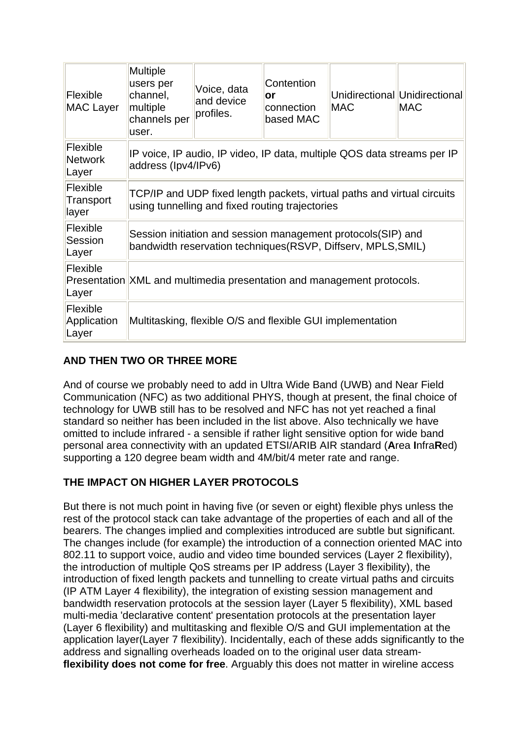| Flexible MAC Layer | Multiple users per channel, multiple channels per user. | Voice, data and device profiles. | Contention **or** connection based MAC | Unidirectional MAC | Unidirectional MAC |
| --- | --- | --- | --- | --- | --- |
| Flexible Network Layer | IP voice, IP audio, IP video, IP data, multiple QOS data streams per IP address (Ipv4/IPv6) | | | | |
| Flexible Transport layer | TCP/IP and UDP fixed length packets, virtual paths and virtual circuits using tunnelling and fixed routing trajectories | | | | |
| Flexible Session Layer | Session initiation and session management protocols(SIP) and bandwidth reservation techniques(RSVP, Diffserv, MPLS,SMIL) | | | | |
| Flexible Presentation Layer | XML and multimedia presentation and management protocols. | | | | |
| Flexible Application Layer | Multitasking, flexible O/S and flexible GUI implementation | | | | |

**AND THEN TWO OR THREE MORE**

And of course we probably need to add in Ultra Wide Band (UWB) and Near Field Communication (NFC) as two additional PHYS, though at present, the final choice of technology for UWB still has to be resolved and NFC has not yet reached a final standard so neither has been included in the list above. Also technically we have omitted to include infrared - a sensible if rather light sensitive option for wide band personal area connectivity with an updated ETSI/ARIB AIR standard (**A**rea **I**nfra**R**ed) supporting a 120 degree beam width and 4M/bit/4 meter rate and range.

**THE IMPACT ON HIGHER LAYER PROTOCOLS**

But there is not much point in having five (or seven or eight) flexible phys unless the rest of the protocol stack can take advantage of the properties of each and all of the bearers. The changes implied and complexities introduced are subtle but significant. The changes include (for example) the introduction of a connection oriented MAC into 802.11 to support voice, audio and video time bounded services (Layer 2 flexibility), the introduction of multiple QoS streams per IP address (Layer 3 flexibility), the introduction of fixed length packets and tunnelling to create virtual paths and circuits (IP ATM Layer 4 flexibility), the integration of existing session management and bandwidth reservation protocols at the session layer (Layer 5 flexibility), XML based multi-media 'declarative content' presentation protocols at the presentation layer (Layer 6 flexibility) and multitasking and flexible O/S and GUI implementation at the application layer(Layer 7 flexibility). Incidentally, each of these adds significantly to the address and signalling overheads loaded on to the original user data stream- **flexibility does not come for free**. Arguably this does not matter in wireline access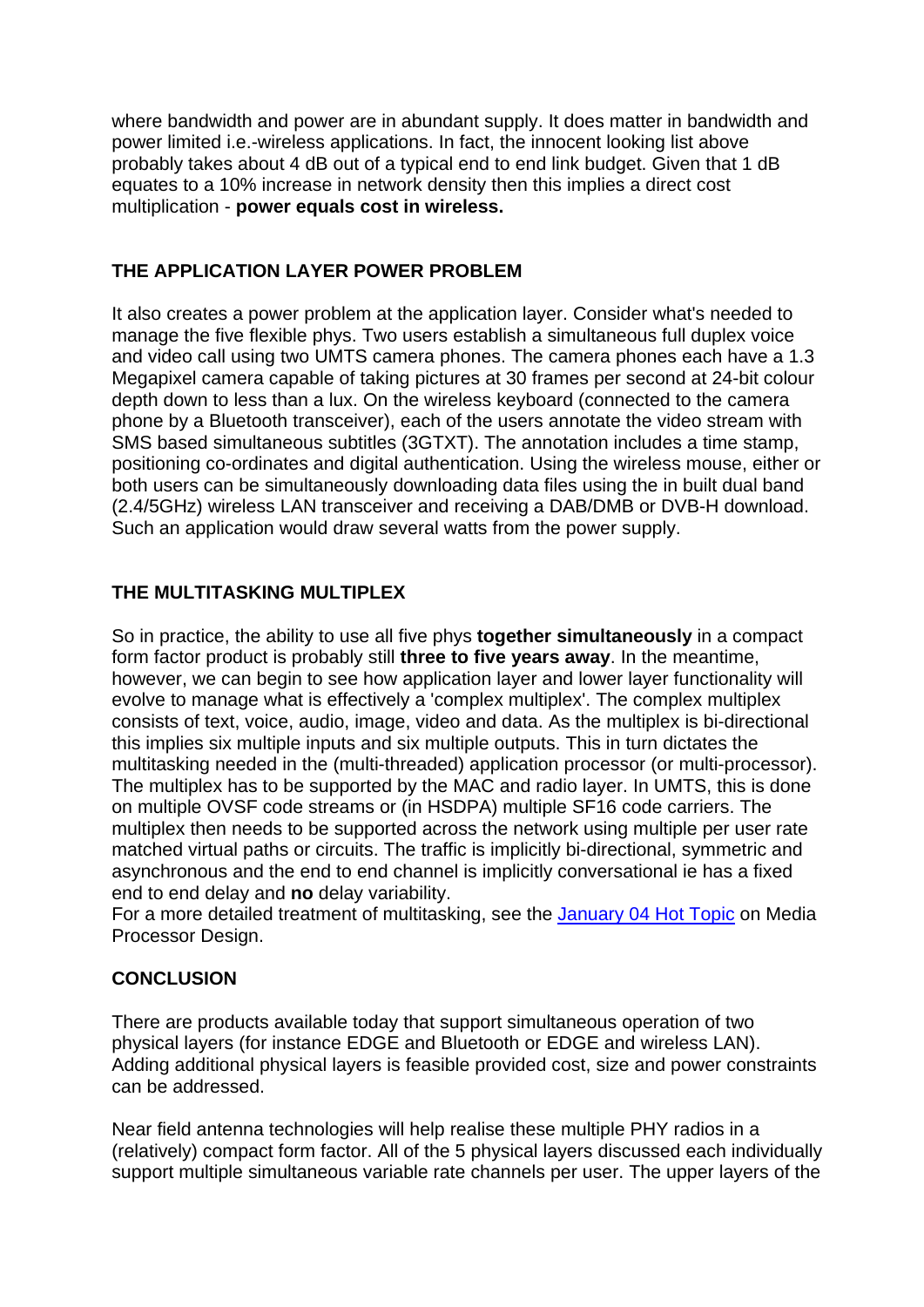where bandwidth and power are in abundant supply. It does matter in bandwidth and power limited i.e.-wireless applications. In fact, the innocent looking list above probably takes about 4 dB out of a typical end to end link budget. Given that 1 dB equates to a 10% increase in network density then this implies a direct cost multiplication - **power equals cost in wireless.**

### THE APPLICATION LAYER POWER PROBLEM

It also creates a power problem at the application layer. Consider what's needed to manage the five flexible phys. Two users establish a simultaneous full duplex voice and video call using two UMTS camera phones. The camera phones each have a 1.3 Megapixel camera capable of taking pictures at 30 frames per second at 24-bit colour depth down to less than a lux. On the wireless keyboard (connected to the camera phone by a Bluetooth transceiver), each of the users annotate the video stream with SMS based simultaneous subtitles (3GTXT). The annotation includes a time stamp, positioning co-ordinates and digital authentication. Using the wireless mouse, either or both users can be simultaneously downloading data files using the in built dual band (2.4/5GHz) wireless LAN transceiver and receiving a DAB/DMB or DVB-H download. Such an application would draw several watts from the power supply.

### THE MULTITASKING MULTIPLEX

So in practice, the ability to use all five phys **together simultaneously** in a compact form factor product is probably still **three to five years away**. In the meantime, however, we can begin to see how application layer and lower layer functionality will evolve to manage what is effectively a 'complex multiplex'. The complex multiplex consists of text, voice, audio, image, video and data. As the multiplex is bi-directional this implies six multiple inputs and six multiple outputs. This in turn dictates the multitasking needed in the (multi-threaded) application processor (or multi-processor). The multiplex has to be supported by the MAC and radio layer. In UMTS, this is done on multiple OVSF code streams or (in HSDPA) multiple SF16 code carriers. The multiplex then needs to be supported across the network using multiple per user rate matched virtual paths or circuits. The traffic is implicitly bi-directional, symmetric and asynchronous and the end to end channel is implicitly conversational ie has a fixed end to end delay and **no** delay variability.
For a more detailed treatment of multitasking, see the January 04 Hot Topic on Media Processor Design.

### CONCLUSION

There are products available today that support simultaneous operation of two physical layers (for instance EDGE and Bluetooth or EDGE and wireless LAN). Adding additional physical layers is feasible provided cost, size and power constraints can be addressed.

Near field antenna technologies will help realise these multiple PHY radios in a (relatively) compact form factor. All of the 5 physical layers discussed each individually support multiple simultaneous variable rate channels per user. The upper layers of the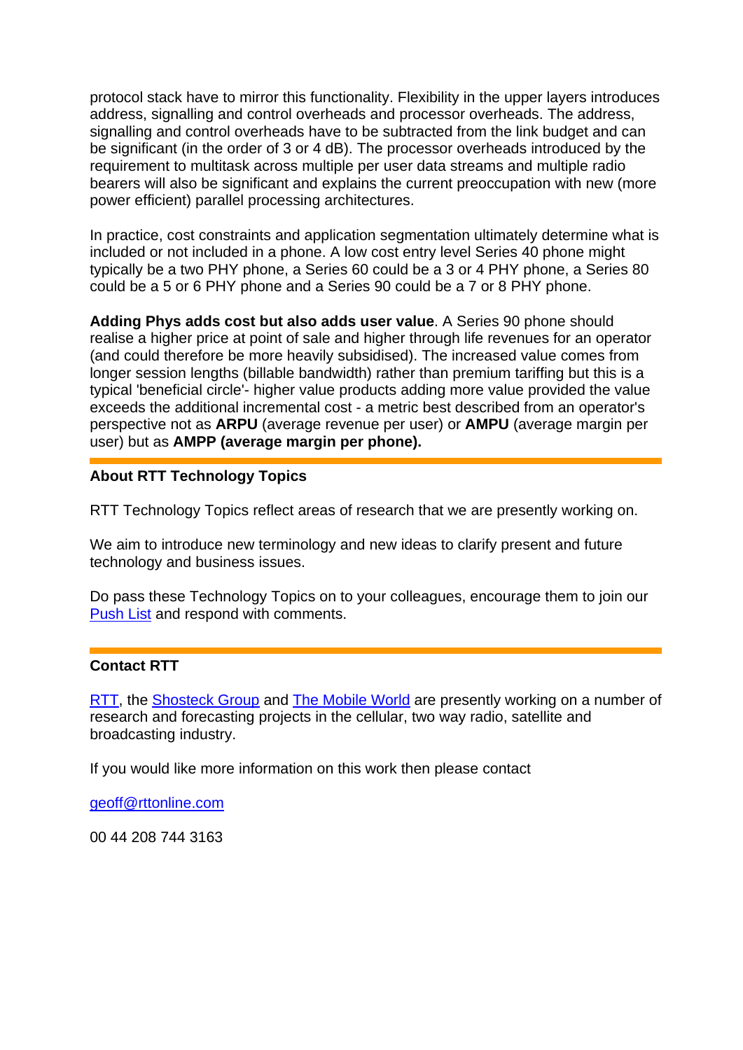protocol stack have to mirror this functionality. Flexibility in the upper layers introduces address, signalling and control overheads and processor overheads. The address, signalling and control overheads have to be subtracted from the link budget and can be significant (in the order of 3 or 4 dB). The processor overheads introduced by the requirement to multitask across multiple per user data streams and multiple radio bearers will also be significant and explains the current preoccupation with new (more power efficient) parallel processing architectures.

In practice, cost constraints and application segmentation ultimately determine what is included or not included in a phone. A low cost entry level Series 40 phone might typically be a two PHY phone, a Series 60 could be a 3 or 4 PHY phone, a Series 80 could be a 5 or 6 PHY phone and a Series 90 could be a 7 or 8 PHY phone.

**Adding Phys adds cost but also adds user value**. A Series 90 phone should realise a higher price at point of sale and higher through life revenues for an operator (and could therefore be more heavily subsidised). The increased value comes from longer session lengths (billable bandwidth) rather than premium tariffing but this is a typical 'beneficial circle'- higher value products adding more value provided the value exceeds the additional incremental cost - a metric best described from an operator's perspective not as **ARPU** (average revenue per user) or **AMPU** (average margin per user) but as **AMPP (average margin per phone).**

---

**About RTT Technology Topics**

RTT Technology Topics reflect areas of research that we are presently working on.

We aim to introduce new terminology and new ideas to clarify present and future technology and business issues.

Do pass these Technology Topics on to your colleagues, encourage them to join our Push List and respond with comments.

---

**Contact RTT**

RTT, the Shosteck Group and The Mobile World are presently working on a number of research and forecasting projects in the cellular, two way radio, satellite and broadcasting industry.

If you would like more information on this work then please contact

geoff@rttonline.com

00 44 208 744 3163